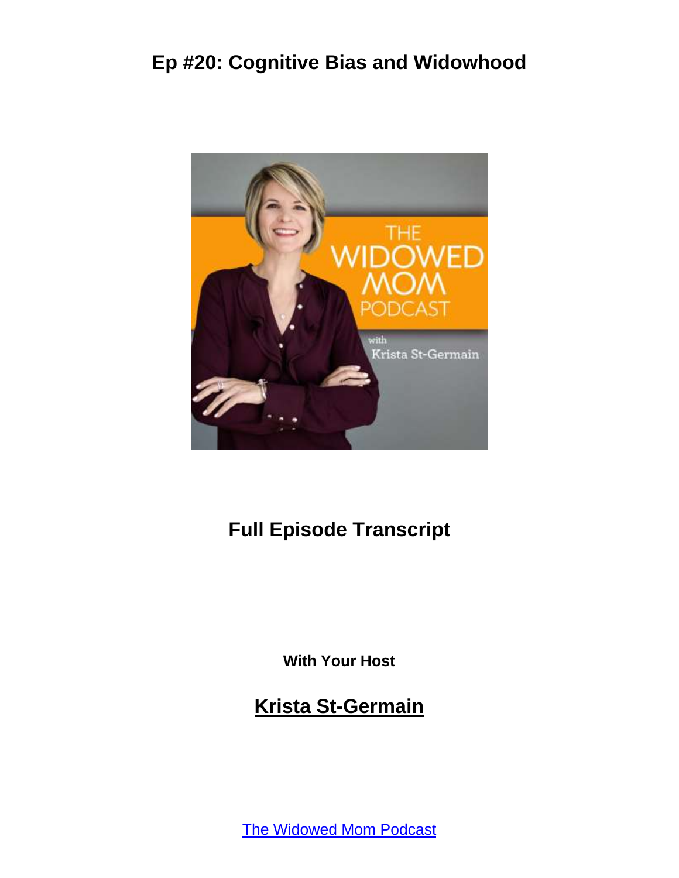# Ep #20: Cognitive Bias and Widowhood

## Full Episode Transcript

**With Your Host**

## Krista St-Germain

The Widowed Mom Podcast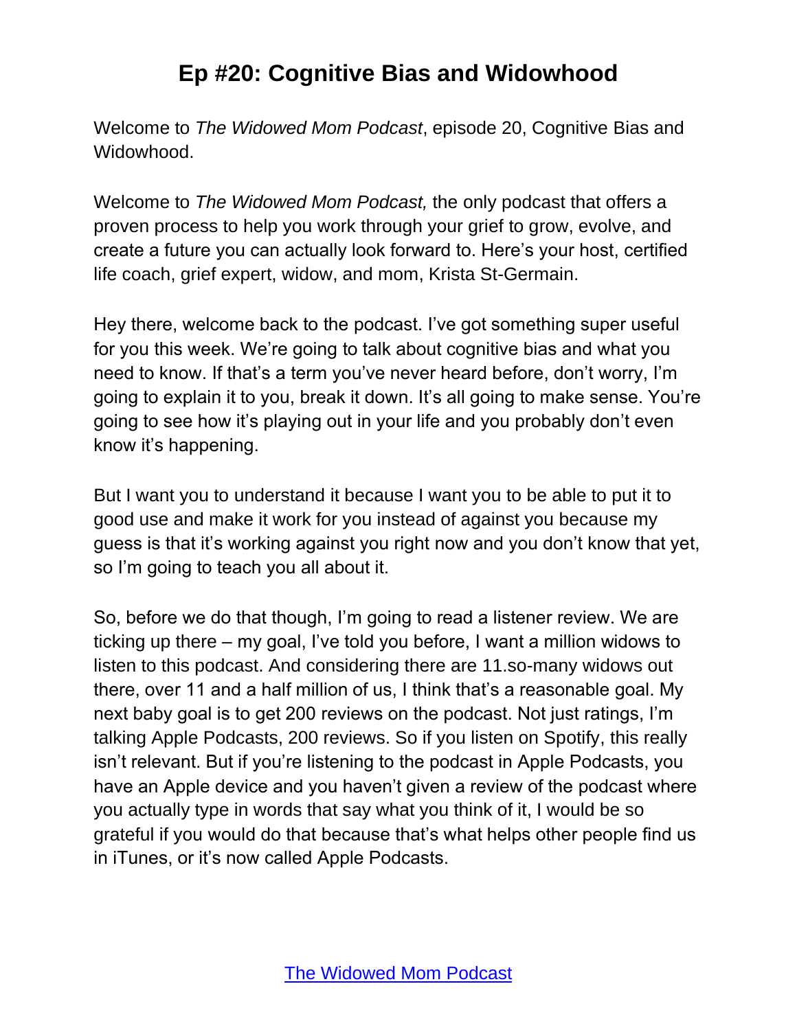# Ep #20: Cognitive Bias and Widowhood

Welcome to *The Widowed Mom Podcast*, episode 20, Cognitive Bias and Widowhood.

Welcome to *The Widowed Mom Podcast,* the only podcast that offers a proven process to help you work through your grief to grow, evolve, and create a future you can actually look forward to. Here's your host, certified life coach, grief expert, widow, and mom, Krista St-Germain.

Hey there, welcome back to the podcast. I've got something super useful for you this week. We're going to talk about cognitive bias and what you need to know. If that's a term you've never heard before, don't worry, I'm going to explain it to you, break it down. It's all going to make sense. You're going to see how it's playing out in your life and you probably don't even know it's happening.

But I want you to understand it because I want you to be able to put it to good use and make it work for you instead of against you because my guess is that it's working against you right now and you don't know that yet, so I'm going to teach you all about it.

So, before we do that though, I'm going to read a listener review. We are ticking up there – my goal, I've told you before, I want a million widows to listen to this podcast. And considering there are 11.so-many widows out there, over 11 and a half million of us, I think that's a reasonable goal. My next baby goal is to get 200 reviews on the podcast. Not just ratings, I'm talking Apple Podcasts, 200 reviews. So if you listen on Spotify, this really isn't relevant. But if you're listening to the podcast in Apple Podcasts, you have an Apple device and you haven't given a review of the podcast where you actually type in words that say what you think of it, I would be so grateful if you would do that because that's what helps other people find us in iTunes, or it's now called Apple Podcasts.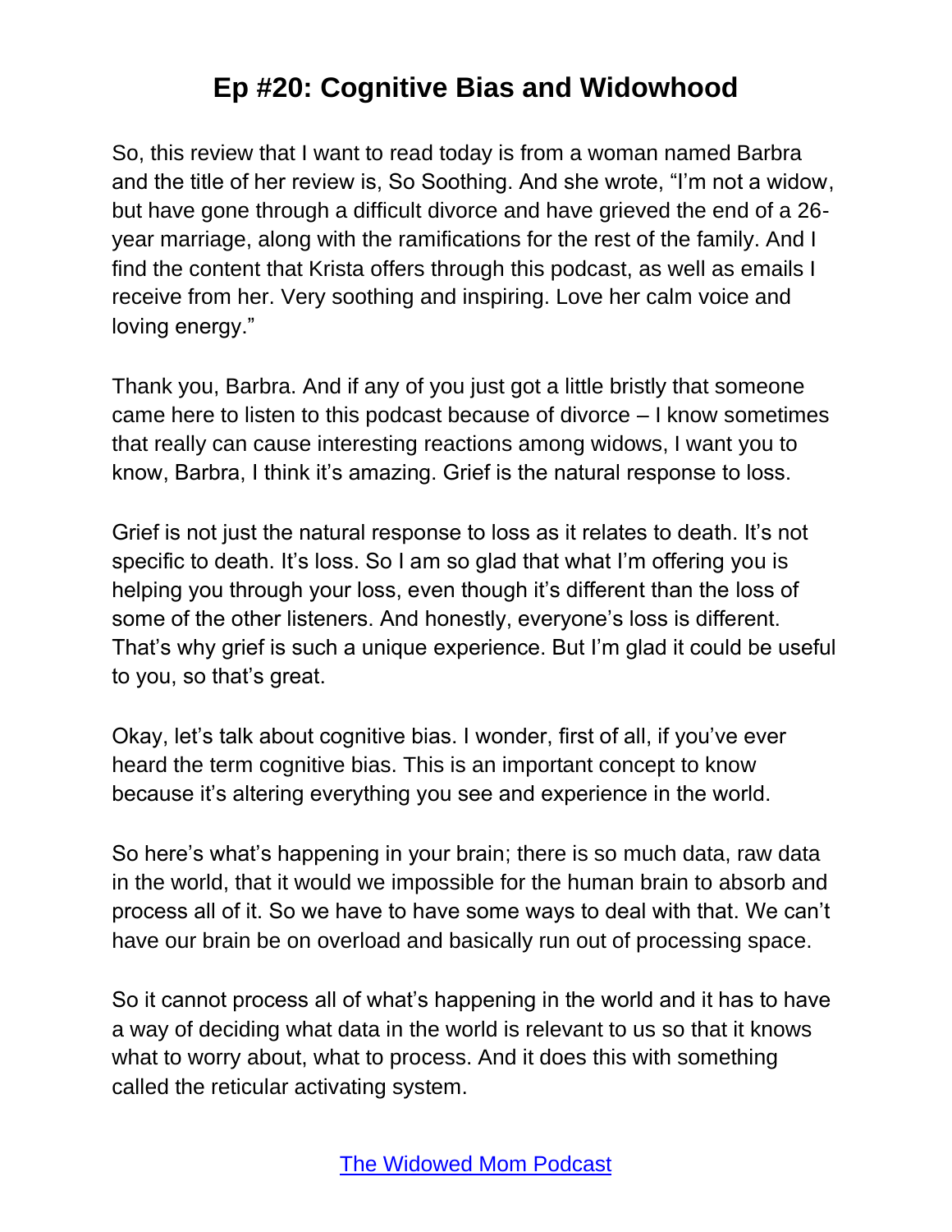So, this review that I want to read today is from a woman named Barbra and the title of her review is, So Soothing. And she wrote, "I'm not a widow, but have gone through a difficult divorce and have grieved the end of a 26-year marriage, along with the ramifications for the rest of the family. And I find the content that Krista offers through this podcast, as well as emails I receive from her. Very soothing and inspiring. Love her calm voice and loving energy."

Thank you, Barbra. And if any of you just got a little bristly that someone came here to listen to this podcast because of divorce – I know sometimes that really can cause interesting reactions among widows, I want you to know, Barbra, I think it's amazing. Grief is the natural response to loss.

Grief is not just the natural response to loss as it relates to death. It's not specific to death. It's loss. So I am so glad that what I'm offering you is helping you through your loss, even though it's different than the loss of some of the other listeners. And honestly, everyone's loss is different. That's why grief is such a unique experience. But I'm glad it could be useful to you, so that's great.

Okay, let's talk about cognitive bias. I wonder, first of all, if you've ever heard the term cognitive bias. This is an important concept to know because it's altering everything you see and experience in the world.

So here's what's happening in your brain; there is so much data, raw data in the world, that it would we impossible for the human brain to absorb and process all of it. So we have to have some ways to deal with that. We can't have our brain be on overload and basically run out of processing space.

So it cannot process all of what's happening in the world and it has to have a way of deciding what data in the world is relevant to us so that it knows what to worry about, what to process. And it does this with something called the reticular activating system.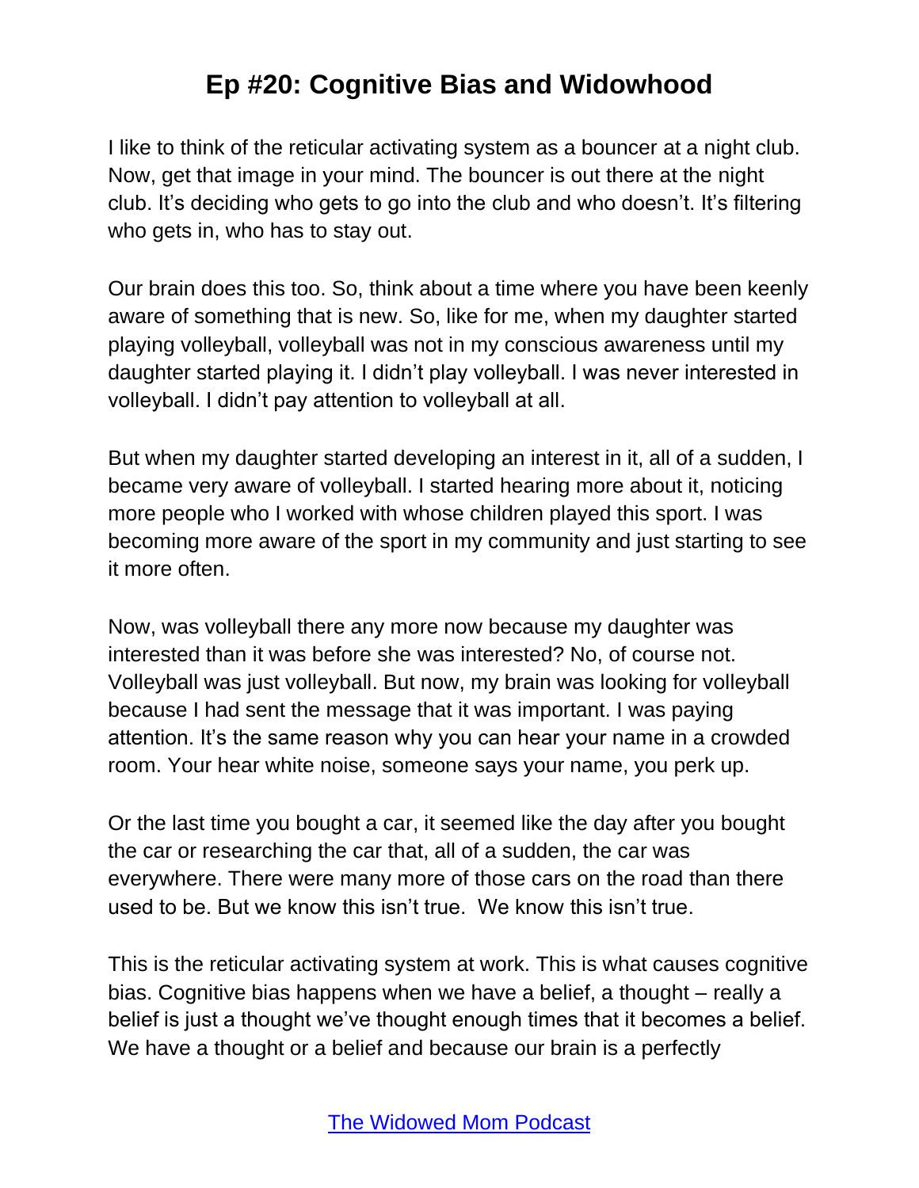# Ep #20: Cognitive Bias and Widowhood

I like to think of the reticular activating system as a bouncer at a night club. Now, get that image in your mind. The bouncer is out there at the night club. It's deciding who gets to go into the club and who doesn't. It's filtering who gets in, who has to stay out.

Our brain does this too. So, think about a time where you have been keenly aware of something that is new. So, like for me, when my daughter started playing volleyball, volleyball was not in my conscious awareness until my daughter started playing it. I didn't play volleyball. I was never interested in volleyball. I didn't pay attention to volleyball at all.

But when my daughter started developing an interest in it, all of a sudden, I became very aware of volleyball. I started hearing more about it, noticing more people who I worked with whose children played this sport. I was becoming more aware of the sport in my community and just starting to see it more often.

Now, was volleyball there any more now because my daughter was interested than it was before she was interested? No, of course not. Volleyball was just volleyball. But now, my brain was looking for volleyball because I had sent the message that it was important. I was paying attention. It's the same reason why you can hear your name in a crowded room. Your hear white noise, someone says your name, you perk up.

Or the last time you bought a car, it seemed like the day after you bought the car or researching the car that, all of a sudden, the car was everywhere. There were many more of those cars on the road than there used to be. But we know this isn't true. We know this isn't true.

This is the reticular activating system at work. This is what causes cognitive bias. Cognitive bias happens when we have a belief, a thought – really a belief is just a thought we've thought enough times that it becomes a belief. We have a thought or a belief and because our brain is a perfectly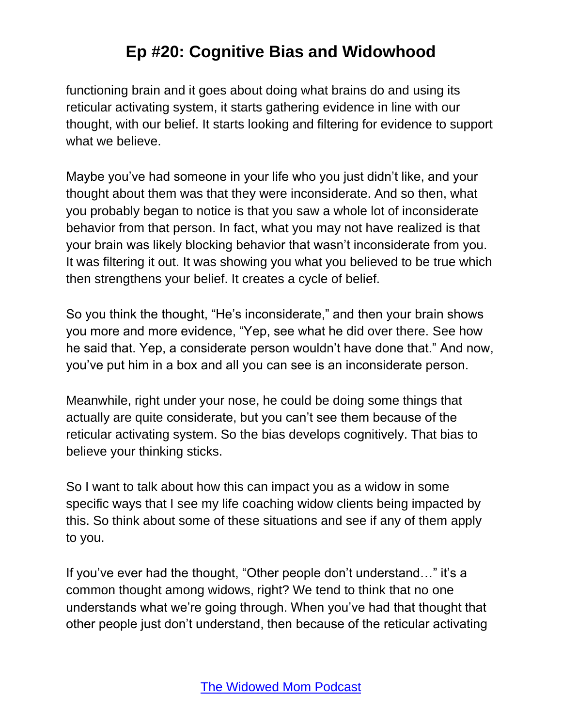functioning brain and it goes about doing what brains do and using its reticular activating system, it starts gathering evidence in line with our thought, with our belief. It starts looking and filtering for evidence to support what we believe.

Maybe you've had someone in your life who you just didn't like, and your thought about them was that they were inconsiderate. And so then, what you probably began to notice is that you saw a whole lot of inconsiderate behavior from that person. In fact, what you may not have realized is that your brain was likely blocking behavior that wasn't inconsiderate from you. It was filtering it out. It was showing you what you believed to be true which then strengthens your belief. It creates a cycle of belief.

So you think the thought, "He's inconsiderate," and then your brain shows you more and more evidence, "Yep, see what he did over there. See how he said that. Yep, a considerate person wouldn't have done that." And now, you've put him in a box and all you can see is an inconsiderate person.

Meanwhile, right under your nose, he could be doing some things that actually are quite considerate, but you can't see them because of the reticular activating system. So the bias develops cognitively. That bias to believe your thinking sticks.

So I want to talk about how this can impact you as a widow in some specific ways that I see my life coaching widow clients being impacted by this. So think about some of these situations and see if any of them apply to you.

If you've ever had the thought, "Other people don't understand…" it's a common thought among widows, right? We tend to think that no one understands what we're going through. When you've had that thought that other people just don't understand, then because of the reticular activating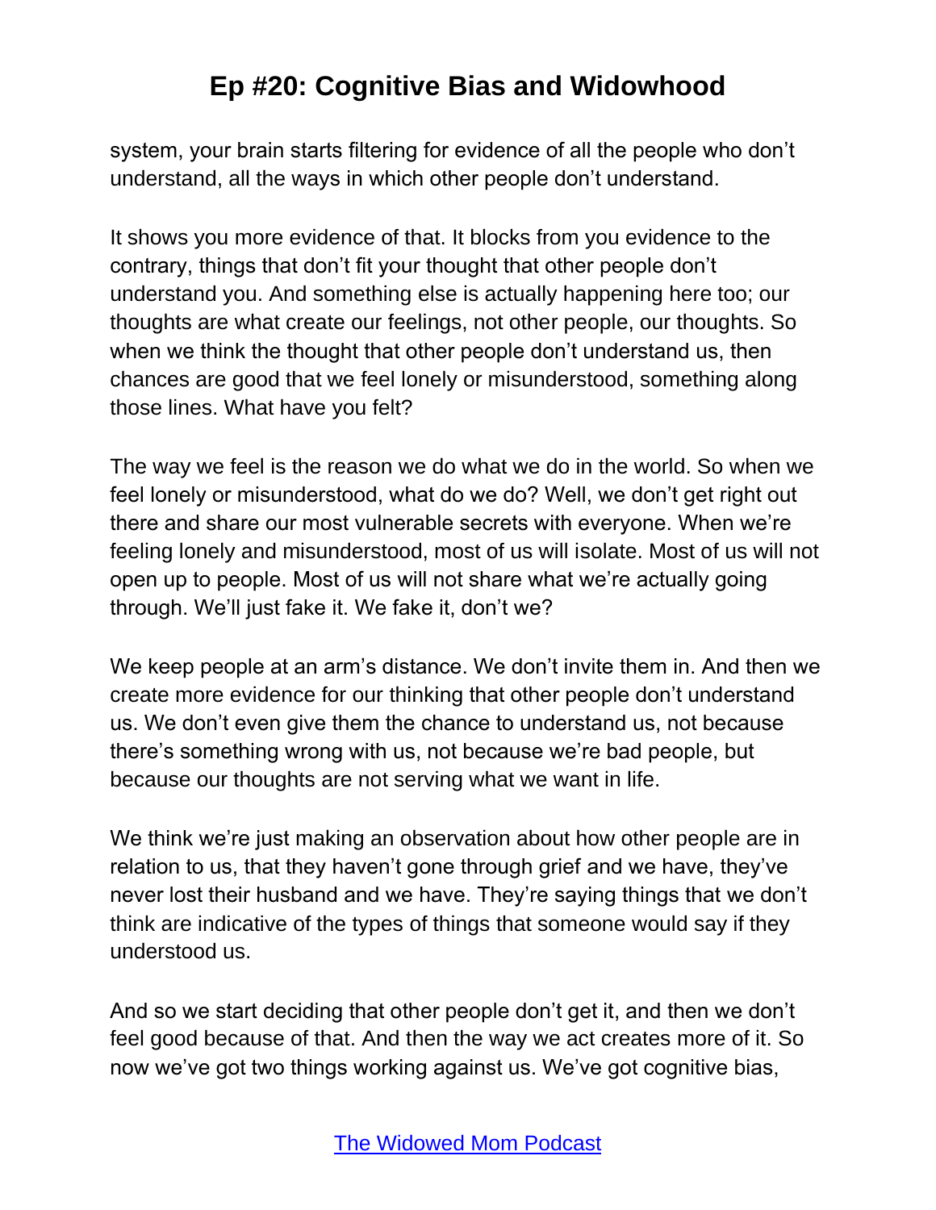system, your brain starts filtering for evidence of all the people who don't understand, all the ways in which other people don't understand.

It shows you more evidence of that. It blocks from you evidence to the contrary, things that don't fit your thought that other people don't understand you. And something else is actually happening here too; our thoughts are what create our feelings, not other people, our thoughts. So when we think the thought that other people don't understand us, then chances are good that we feel lonely or misunderstood, something along those lines. What have you felt?

The way we feel is the reason we do what we do in the world. So when we feel lonely or misunderstood, what do we do? Well, we don't get right out there and share our most vulnerable secrets with everyone. When we're feeling lonely and misunderstood, most of us will isolate. Most of us will not open up to people. Most of us will not share what we're actually going through. We'll just fake it. We fake it, don't we?

We keep people at an arm's distance. We don't invite them in. And then we create more evidence for our thinking that other people don't understand us. We don't even give them the chance to understand us, not because there's something wrong with us, not because we're bad people, but because our thoughts are not serving what we want in life.

We think we're just making an observation about how other people are in relation to us, that they haven't gone through grief and we have, they've never lost their husband and we have. They're saying things that we don't think are indicative of the types of things that someone would say if they understood us.

And so we start deciding that other people don't get it, and then we don't feel good because of that. And then the way we act creates more of it. So now we've got two things working against us. We've got cognitive bias,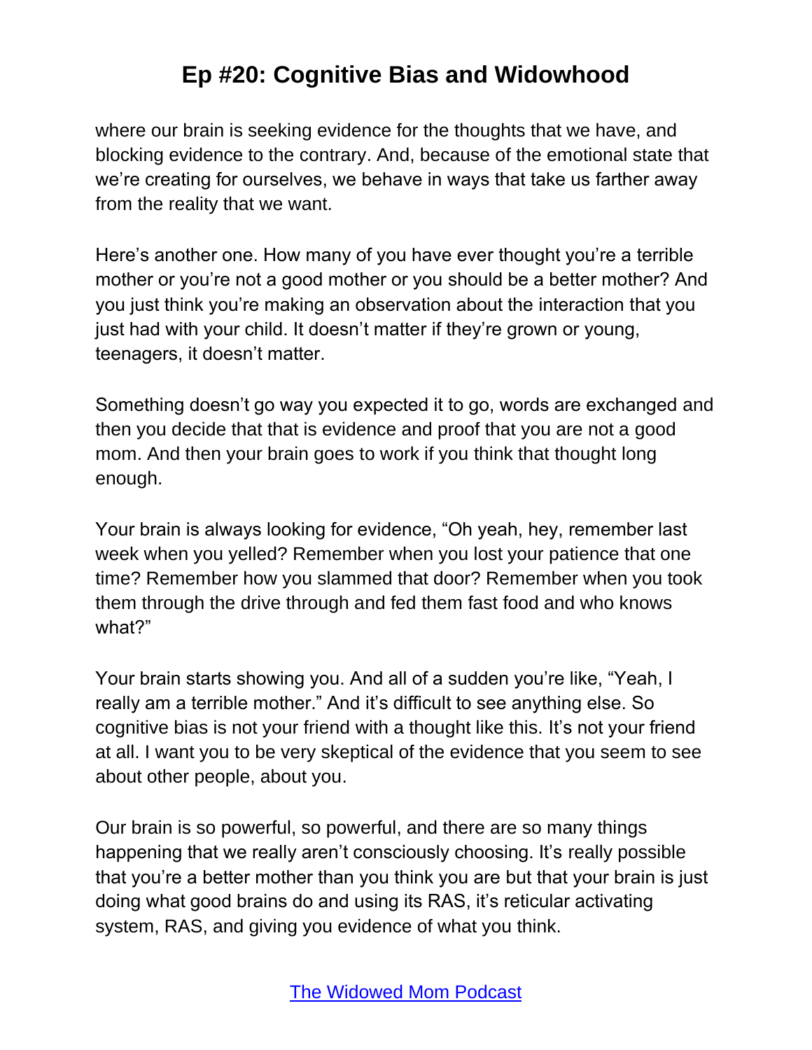where our brain is seeking evidence for the thoughts that we have, and blocking evidence to the contrary. And, because of the emotional state that we're creating for ourselves, we behave in ways that take us farther away from the reality that we want.

Here's another one. How many of you have ever thought you're a terrible mother or you're not a good mother or you should be a better mother? And you just think you're making an observation about the interaction that you just had with your child. It doesn't matter if they're grown or young, teenagers, it doesn't matter.

Something doesn't go way you expected it to go, words are exchanged and then you decide that that is evidence and proof that you are not a good mom. And then your brain goes to work if you think that thought long enough.

Your brain is always looking for evidence, "Oh yeah, hey, remember last week when you yelled? Remember when you lost your patience that one time? Remember how you slammed that door? Remember when you took them through the drive through and fed them fast food and who knows what?"

Your brain starts showing you. And all of a sudden you're like, "Yeah, I really am a terrible mother." And it's difficult to see anything else. So cognitive bias is not your friend with a thought like this. It's not your friend at all. I want you to be very skeptical of the evidence that you seem to see about other people, about you.

Our brain is so powerful, so powerful, and there are so many things happening that we really aren't consciously choosing. It's really possible that you're a better mother than you think you are but that your brain is just doing what good brains do and using its RAS, it's reticular activating system, RAS, and giving you evidence of what you think.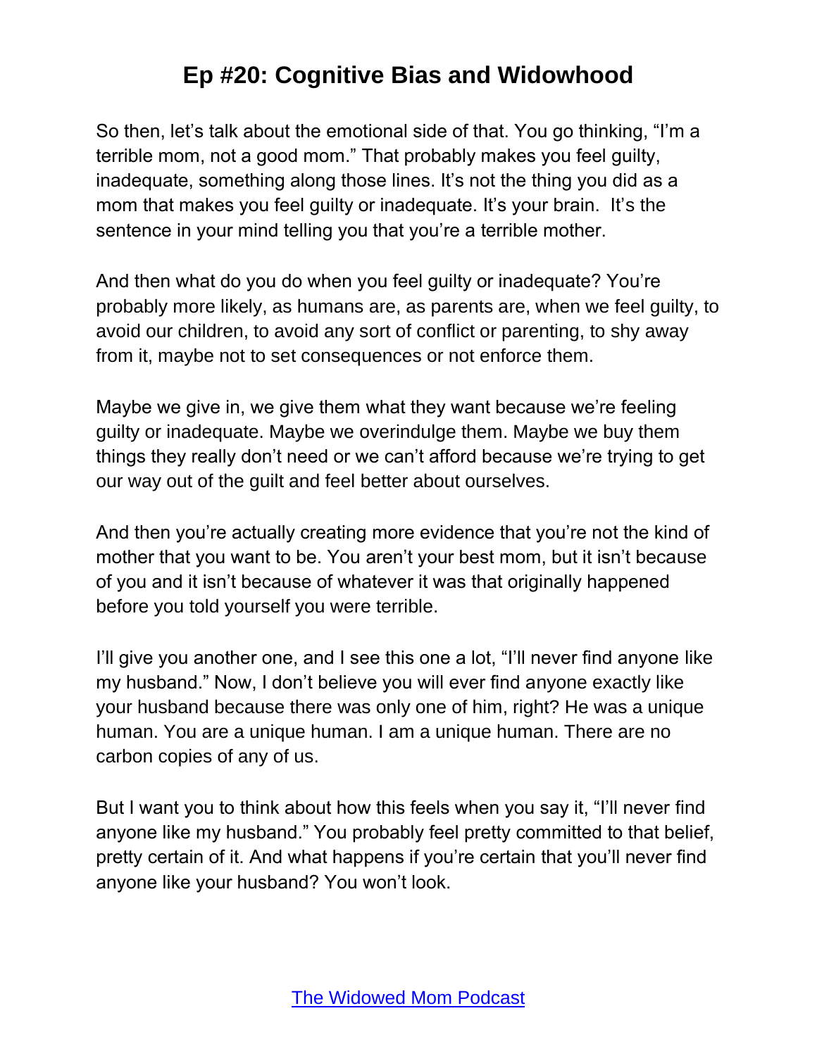So then, let's talk about the emotional side of that. You go thinking, "I'm a terrible mom, not a good mom." That probably makes you feel guilty, inadequate, something along those lines. It's not the thing you did as a mom that makes you feel guilty or inadequate. It's your brain. It's the sentence in your mind telling you that you're a terrible mother.

And then what do you do when you feel guilty or inadequate? You're probably more likely, as humans are, as parents are, when we feel guilty, to avoid our children, to avoid any sort of conflict or parenting, to shy away from it, maybe not to set consequences or not enforce them.

Maybe we give in, we give them what they want because we're feeling guilty or inadequate. Maybe we overindulge them. Maybe we buy them things they really don't need or we can't afford because we're trying to get our way out of the guilt and feel better about ourselves.

And then you're actually creating more evidence that you're not the kind of mother that you want to be. You aren't your best mom, but it isn't because of you and it isn't because of whatever it was that originally happened before you told yourself you were terrible.

I'll give you another one, and I see this one a lot, "I'll never find anyone like my husband." Now, I don't believe you will ever find anyone exactly like your husband because there was only one of him, right? He was a unique human. You are a unique human. I am a unique human. There are no carbon copies of any of us.

But I want you to think about how this feels when you say it, "I'll never find anyone like my husband." You probably feel pretty committed to that belief, pretty certain of it. And what happens if you're certain that you'll never find anyone like your husband? You won't look.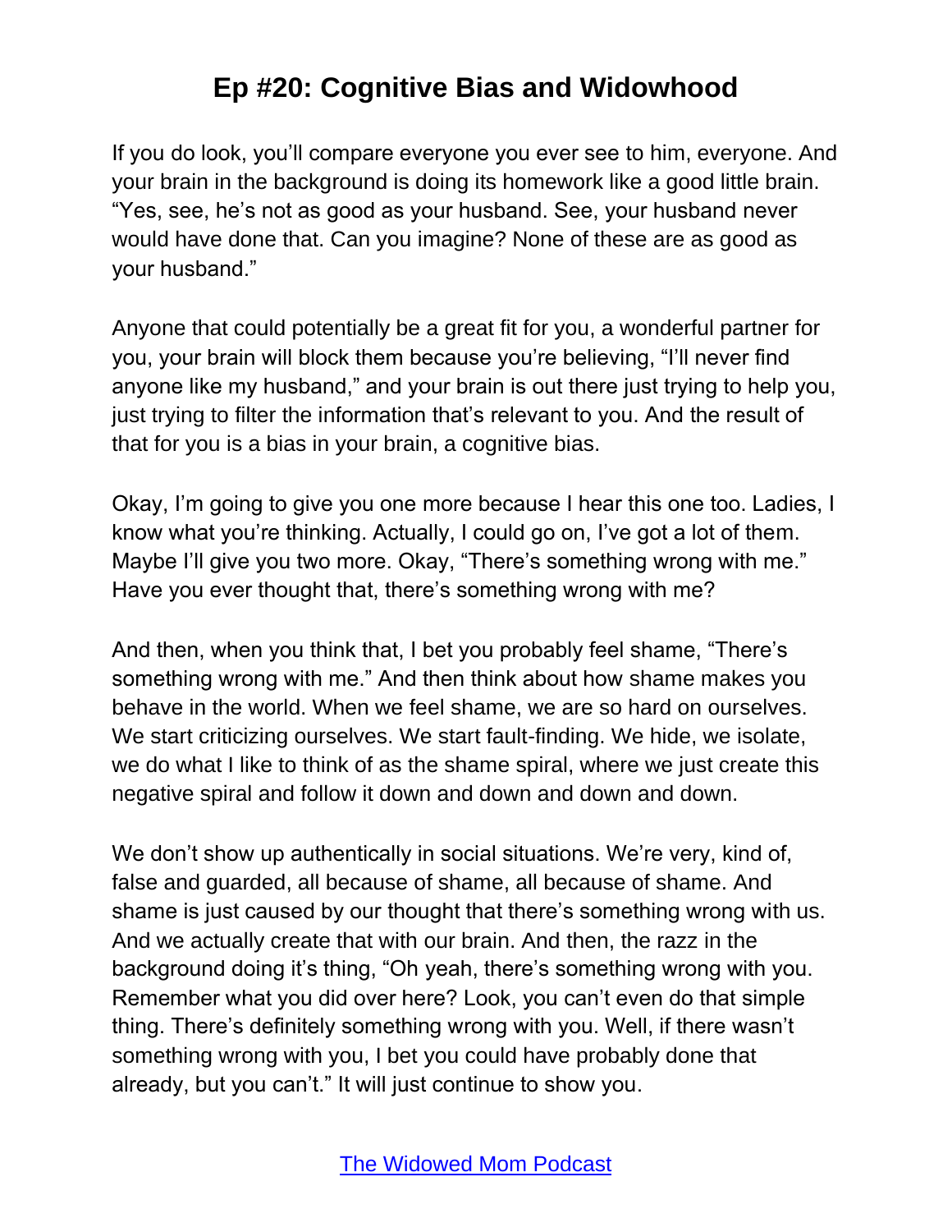If you do look, you'll compare everyone you ever see to him, everyone. And your brain in the background is doing its homework like a good little brain. "Yes, see, he's not as good as your husband. See, your husband never would have done that. Can you imagine? None of these are as good as your husband."

Anyone that could potentially be a great fit for you, a wonderful partner for you, your brain will block them because you're believing, "I'll never find anyone like my husband," and your brain is out there just trying to help you, just trying to filter the information that's relevant to you. And the result of that for you is a bias in your brain, a cognitive bias.

Okay, I'm going to give you one more because I hear this one too. Ladies, I know what you're thinking. Actually, I could go on, I've got a lot of them. Maybe I'll give you two more. Okay, "There's something wrong with me." Have you ever thought that, there's something wrong with me?

And then, when you think that, I bet you probably feel shame, "There's something wrong with me." And then think about how shame makes you behave in the world. When we feel shame, we are so hard on ourselves. We start criticizing ourselves. We start fault-finding. We hide, we isolate, we do what I like to think of as the shame spiral, where we just create this negative spiral and follow it down and down and down and down.

We don't show up authentically in social situations. We're very, kind of, false and guarded, all because of shame, all because of shame. And shame is just caused by our thought that there's something wrong with us. And we actually create that with our brain. And then, the razz in the background doing it's thing, "Oh yeah, there's something wrong with you. Remember what you did over here? Look, you can't even do that simple thing. There's definitely something wrong with you. Well, if there wasn't something wrong with you, I bet you could have probably done that already, but you can't." It will just continue to show you.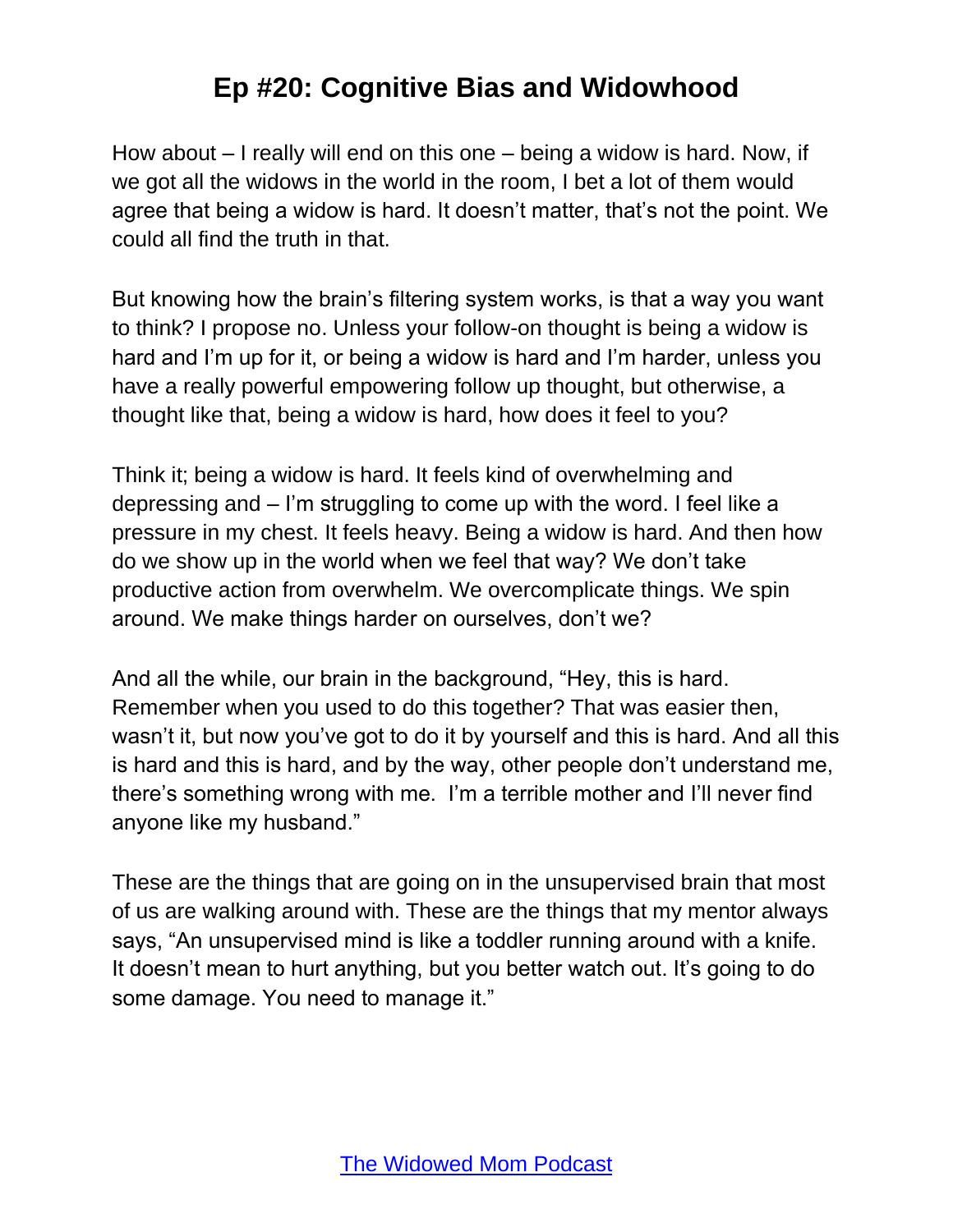How about – I really will end on this one – being a widow is hard. Now, if we got all the widows in the world in the room, I bet a lot of them would agree that being a widow is hard. It doesn't matter, that's not the point. We could all find the truth in that.

But knowing how the brain's filtering system works, is that a way you want to think? I propose no. Unless your follow-on thought is being a widow is hard and I'm up for it, or being a widow is hard and I'm harder, unless you have a really powerful empowering follow up thought, but otherwise, a thought like that, being a widow is hard, how does it feel to you?

Think it; being a widow is hard. It feels kind of overwhelming and depressing and – I'm struggling to come up with the word. I feel like a pressure in my chest. It feels heavy. Being a widow is hard. And then how do we show up in the world when we feel that way? We don't take productive action from overwhelm. We overcomplicate things. We spin around. We make things harder on ourselves, don't we?

And all the while, our brain in the background, "Hey, this is hard. Remember when you used to do this together? That was easier then, wasn't it, but now you've got to do it by yourself and this is hard. And all this is hard and this is hard, and by the way, other people don't understand me, there's something wrong with me. I'm a terrible mother and I'll never find anyone like my husband."

These are the things that are going on in the unsupervised brain that most of us are walking around with. These are the things that my mentor always says, "An unsupervised mind is like a toddler running around with a knife. It doesn't mean to hurt anything, but you better watch out. It's going to do some damage. You need to manage it."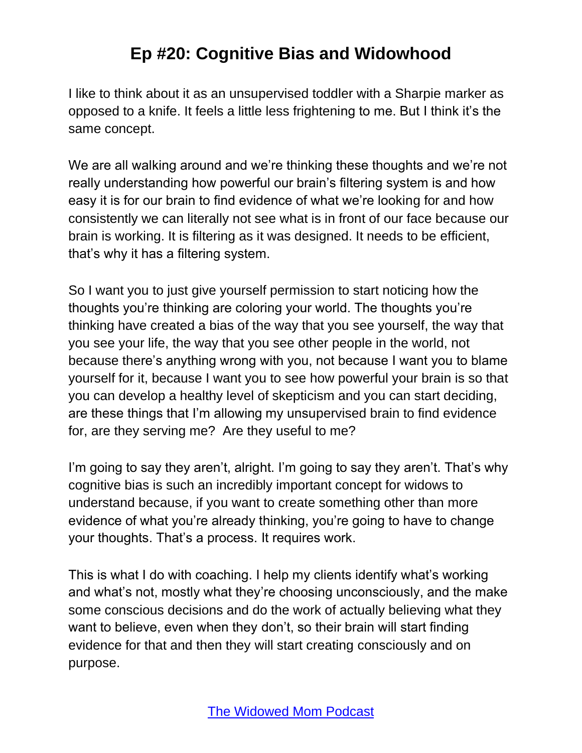I like to think about it as an unsupervised toddler with a Sharpie marker as opposed to a knife. It feels a little less frightening to me. But I think it's the same concept.

We are all walking around and we're thinking these thoughts and we're not really understanding how powerful our brain's filtering system is and how easy it is for our brain to find evidence of what we're looking for and how consistently we can literally not see what is in front of our face because our brain is working. It is filtering as it was designed. It needs to be efficient, that's why it has a filtering system.

So I want you to just give yourself permission to start noticing how the thoughts you're thinking are coloring your world. The thoughts you're thinking have created a bias of the way that you see yourself, the way that you see your life, the way that you see other people in the world, not because there's anything wrong with you, not because I want you to blame yourself for it, because I want you to see how powerful your brain is so that you can develop a healthy level of skepticism and you can start deciding, are these things that I'm allowing my unsupervised brain to find evidence for, are they serving me? Are they useful to me?

I'm going to say they aren't, alright. I'm going to say they aren't. That's why cognitive bias is such an incredibly important concept for widows to understand because, if you want to create something other than more evidence of what you're already thinking, you're going to have to change your thoughts. That's a process. It requires work.

This is what I do with coaching. I help my clients identify what's working and what's not, mostly what they're choosing unconsciously, and the make some conscious decisions and do the work of actually believing what they want to believe, even when they don't, so their brain will start finding evidence for that and then they will start creating consciously and on purpose.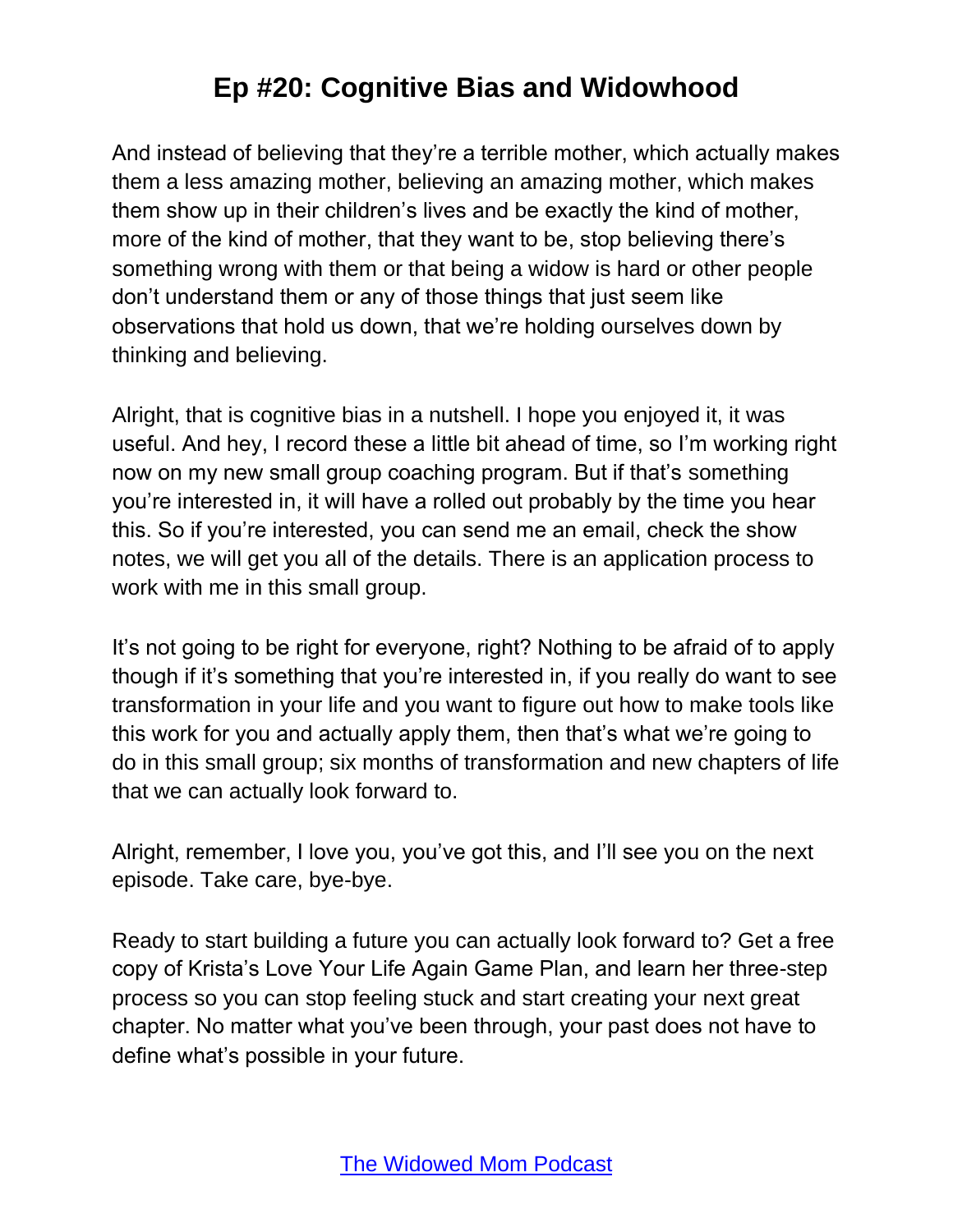And instead of believing that they're a terrible mother, which actually makes them a less amazing mother, believing an amazing mother, which makes them show up in their children's lives and be exactly the kind of mother, more of the kind of mother, that they want to be, stop believing there's something wrong with them or that being a widow is hard or other people don't understand them or any of those things that just seem like observations that hold us down, that we're holding ourselves down by thinking and believing.

Alright, that is cognitive bias in a nutshell. I hope you enjoyed it, it was useful. And hey, I record these a little bit ahead of time, so I'm working right now on my new small group coaching program. But if that's something you're interested in, it will have a rolled out probably by the time you hear this. So if you're interested, you can send me an email, check the show notes, we will get you all of the details. There is an application process to work with me in this small group.

It's not going to be right for everyone, right? Nothing to be afraid of to apply though if it's something that you're interested in, if you really do want to see transformation in your life and you want to figure out how to make tools like this work for you and actually apply them, then that's what we're going to do in this small group; six months of transformation and new chapters of life that we can actually look forward to.

Alright, remember, I love you, you've got this, and I'll see you on the next episode. Take care, bye-bye.

Ready to start building a future you can actually look forward to? Get a free copy of Krista's Love Your Life Again Game Plan, and learn her three-step process so you can stop feeling stuck and start creating your next great chapter. No matter what you've been through, your past does not have to define what's possible in your future.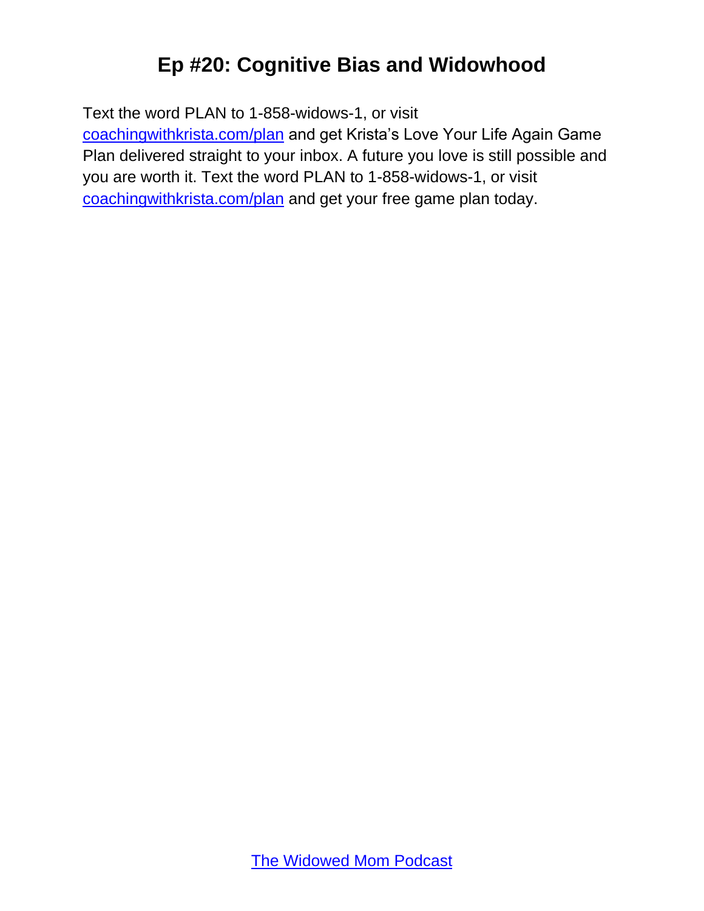Text the word PLAN to 1-858-widows-1, or visit coachingwithkrista.com/plan and get Krista's Love Your Life Again Game Plan delivered straight to your inbox. A future you love is still possible and you are worth it. Text the word PLAN to 1-858-widows-1, or visit coachingwithkrista.com/plan and get your free game plan today.